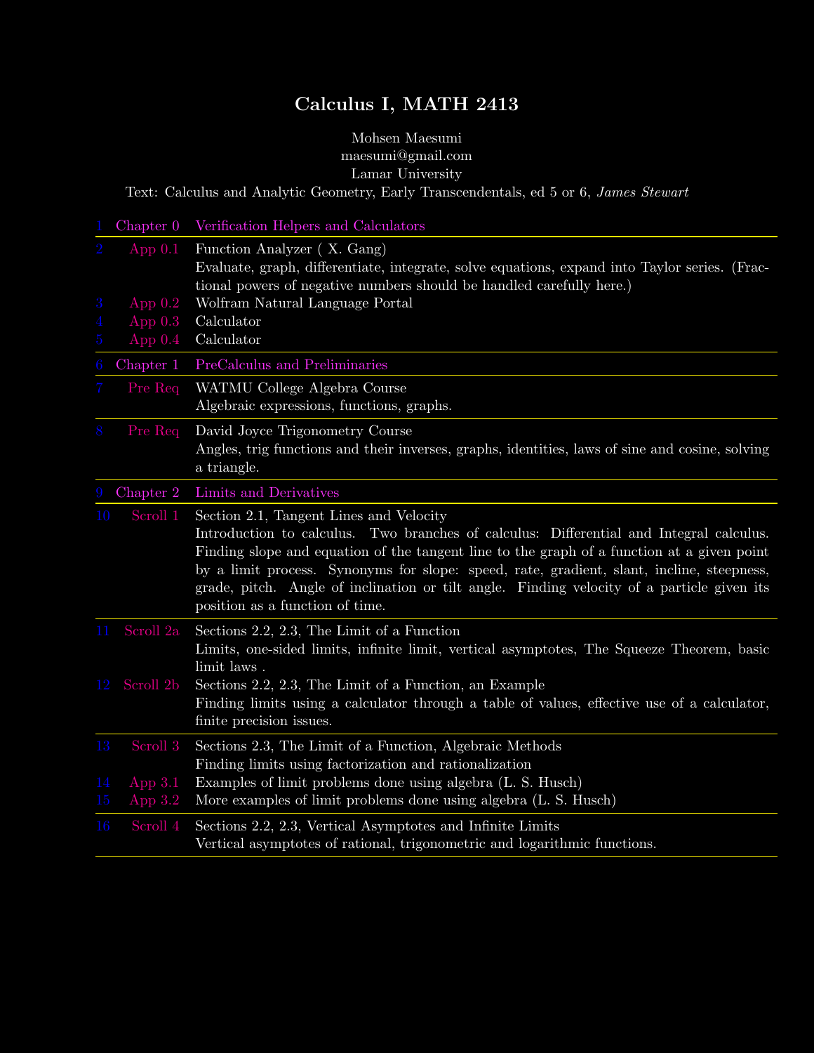# Calculus I, MATH 2413

Mohsen Maesumi
maesumi@gmail.com
Lamar University

Text: Calculus and Analytic Geometry, Early Transcendentals, ed 5 or 6, *James Stewart*

| | | |
|---|---|---|
| 1 | Chapter 0 | Verification Helpers and Calculators |
| 2 | App 0.1 | Function Analyzer ( X. Gang)<br>Evaluate, graph, differentiate, integrate, solve equations, expand into Taylor series. (Fractional powers of negative numbers should be handled carefully here.) |
| 3 | App 0.2 | Wolfram Natural Language Portal |
| 4 | App 0.3 | Calculator |
| 5 | App 0.4 | Calculator |
| 6 | Chapter 1 | PreCalculus and Preliminaries |
| 7 | Pre Req | WATMU College Algebra Course<br>Algebraic expressions, functions, graphs. |
| 8 | Pre Req | David Joyce Trigonometry Course<br>Angles, trig functions and their inverses, graphs, identities, laws of sine and cosine, solving a triangle. |
| 9 | Chapter 2 | Limits and Derivatives |
| 10 | Scroll 1 | Section 2.1, Tangent Lines and Velocity<br>Introduction to calculus. Two branches of calculus: Differential and Integral calculus. Finding slope and equation of the tangent line to the graph of a function at a given point by a limit process. Synonyms for slope: speed, rate, gradient, slant, incline, steepness, grade, pitch. Angle of inclination or tilt angle. Finding velocity of a particle given its position as a function of time. |
| 11 | Scroll 2a | Sections 2.2, 2.3, The Limit of a Function<br>Limits, one-sided limits, infinite limit, vertical asymptotes, The Squeeze Theorem, basic limit laws . |
| 12 | Scroll 2b | Sections 2.2, 2.3, The Limit of a Function, an Example<br>Finding limits using a calculator through a table of values, effective use of a calculator, finite precision issues. |
| 13 | Scroll 3 | Sections 2.3, The Limit of a Function, Algebraic Methods<br>Finding limits using factorization and rationalization |
| 14 | App 3.1 | Examples of limit problems done using algebra (L. S. Husch) |
| 15 | App 3.2 | More examples of limit problems done using algebra (L. S. Husch) |
| 16 | Scroll 4 | Sections 2.2, 2.3, Vertical Asymptotes and Infinite Limits<br>Vertical asymptotes of rational, trigonometric and logarithmic functions. |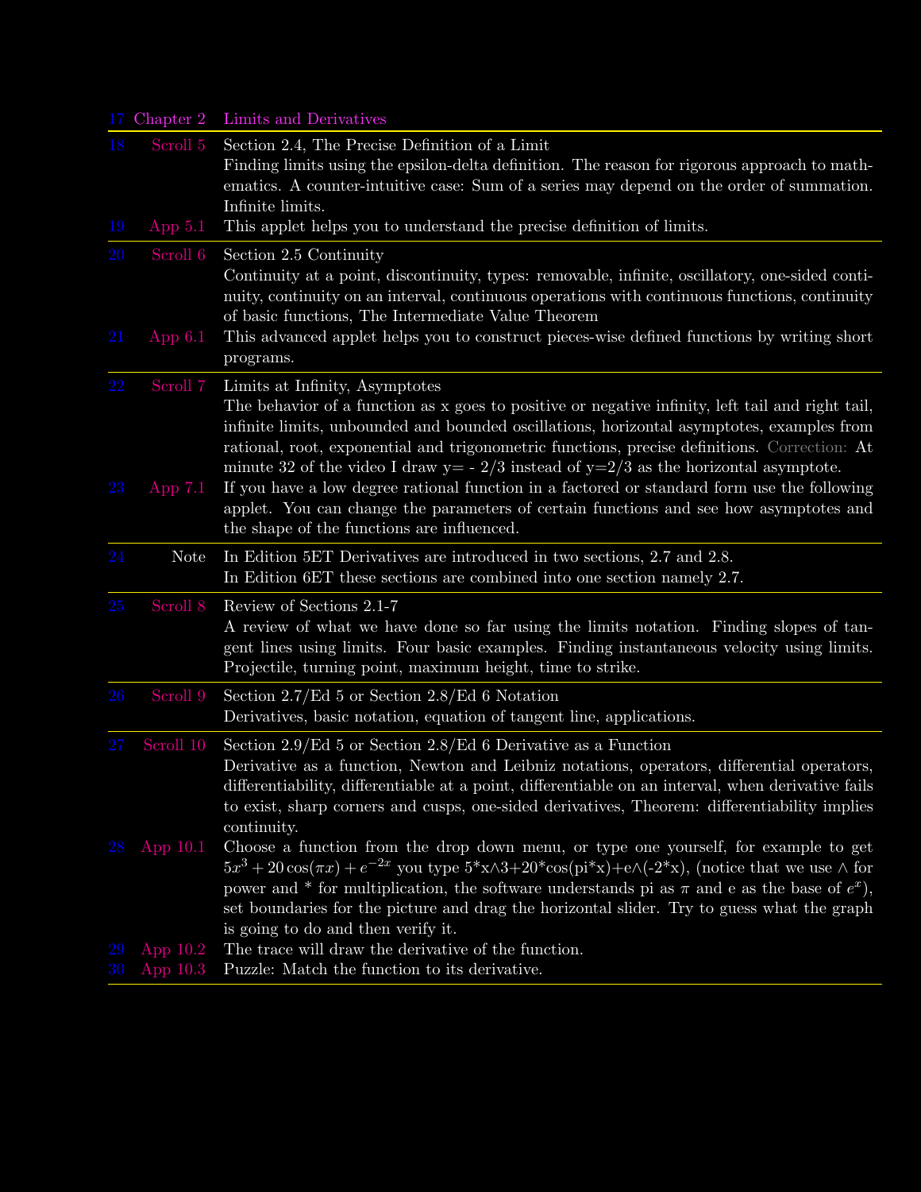| | | |
|---|---|---|
| 17 | Chapter 2 | Limits and Derivatives |
| 18 | Scroll 5 | Section 2.4, The Precise Definition of a Limit<br>Finding limits using the epsilon-delta definition. The reason for rigorous approach to mathematics. A counter-intuitive case: Sum of a series may depend on the order of summation. Infinite limits. |
| 19 | App 5.1 | This applet helps you to understand the precise definition of limits. |
| 20 | Scroll 6 | Section 2.5 Continuity<br>Continuity at a point, discontinuity, types: removable, infinite, oscillatory, one-sided continuity, continuity on an interval, continuous operations with continuous functions, continuity of basic functions, The Intermediate Value Theorem |
| 21 | App 6.1 | This advanced applet helps you to construct pieces-wise defined functions by writing short programs. |
| 22 | Scroll 7 | Limits at Infinity, Asymptotes<br>The behavior of a function as x goes to positive or negative infinity, left tail and right tail, infinite limits, unbounded and bounded oscillations, horizontal asymptotes, examples from rational, root, exponential and trigonometric functions, precise definitions. Correction: At minute 32 of the video I draw y= - 2/3 instead of y=2/3 as the horizontal asymptote. |
| 23 | App 7.1 | If you have a low degree rational function in a factored or standard form use the following applet. You can change the parameters of certain functions and see how asymptotes and the shape of the functions are influenced. |
| 24 | Note | In Edition 5ET Derivatives are introduced in two sections, 2.7 and 2.8.<br>In Edition 6ET these sections are combined into one section namely 2.7. |
| 25 | Scroll 8 | Review of Sections 2.1-7<br>A review of what we have done so far using the limits notation. Finding slopes of tangent lines using limits. Four basic examples. Finding instantaneous velocity using limits. Projectile, turning point, maximum height, time to strike. |
| 26 | Scroll 9 | Section 2.7/Ed 5 or Section 2.8/Ed 6 Notation<br>Derivatives, basic notation, equation of tangent line, applications. |
| 27 | Scroll 10 | Section 2.9/Ed 5 or Section 2.8/Ed 6 Derivative as a Function<br>Derivative as a function, Newton and Leibniz notations, operators, differential operators, differentiability, differentiable at a point, differentiable on an interval, when derivative fails to exist, sharp corners and cusps, one-sided derivatives, Theorem: differentiability implies continuity. |
| 28 | App 10.1 | Choose a function from the drop down menu, or type one yourself, for example to get $5x^3 + 20\cos(\pi x) + e^{-2x}$ you type 5*x∧3+20*cos(pi*x)+e∧(-2*x), (notice that we use ∧ for power and * for multiplication, the software understands pi as $\pi$ and e as the base of $e^x$), set boundaries for the picture and drag the horizontal slider. Try to guess what the graph is going to do and then verify it. |
| 29 | App 10.2 | The trace will draw the derivative of the function. |
| 30 | App 10.3 | Puzzle: Match the function to its derivative. |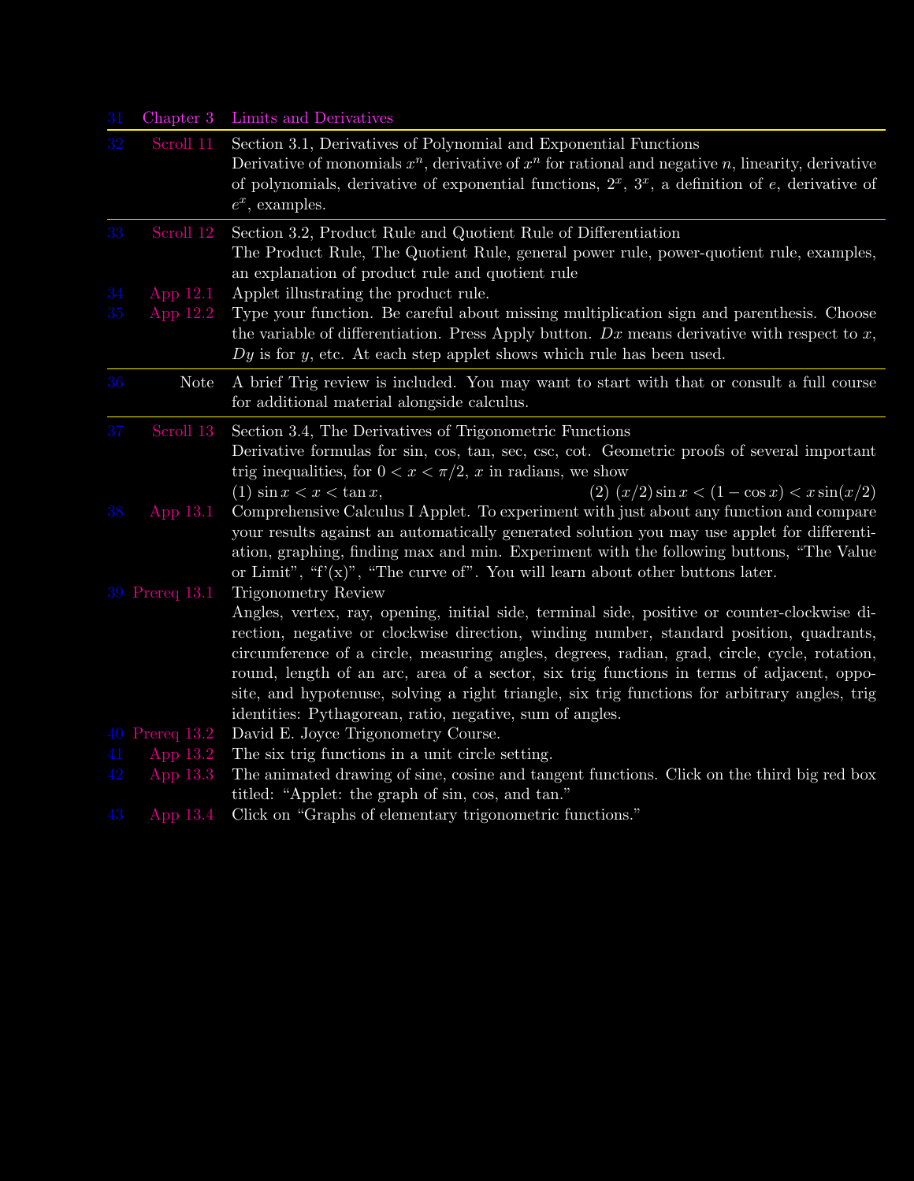| | | |
|---|---|---|
| 31 | Chapter 3 | Limits and Derivatives |
| 32 | Scroll 11 | Section 3.1, Derivatives of Polynomial and Exponential Functions<br>Derivative of monomials $x^n$, derivative of $x^n$ for rational and negative $n$, linearity, derivative of polynomials, derivative of exponential functions, $2^x$, $3^x$, a definition of $e$, derivative of $e^x$, examples. |
| 33 | Scroll 12 | Section 3.2, Product Rule and Quotient Rule of Differentiation<br>The Product Rule, The Quotient Rule, general power rule, power-quotient rule, examples, an explanation of product rule and quotient rule |
| 34 | App 12.1 | Applet illustrating the product rule. |
| 35 | App 12.2 | Type your function. Be careful about missing multiplication sign and parenthesis. Choose the variable of differentiation. Press Apply button. $Dx$ means derivative with respect to $x$, $Dy$ is for $y$, etc. At each step applet shows which rule has been used. |
| 36 | Note | A brief Trig review is included. You may want to start with that or consult a full course for additional material alongside calculus. |
| 37 | Scroll 13 | Section 3.4, The Derivatives of Trigonometric Functions<br>Derivative formulas for sin, cos, tan, sec, csc, cot. Geometric proofs of several important trig inequalities, for $0 < x < \pi/2$, $x$ in radians, we show<br>(1) $\sin x < x < \tan x$, (2) $(x/2)\sin x < (1 - \cos x) < x\sin(x/2)$ |
| 38 | App 13.1 | Comprehensive Calculus I Applet. To experiment with just about any function and compare your results against an automatically generated solution you may use applet for differentiation, graphing, finding max and min. Experiment with the following buttons, "The Value or Limit", "f'(x)", "The curve of". You will learn about other buttons later. |
| 39 | Prereq 13.1 | Trigonometry Review<br>Angles, vertex, ray, opening, initial side, terminal side, positive or counter-clockwise direction, negative or clockwise direction, winding number, standard position, quadrants, circumference of a circle, measuring angles, degrees, radian, grad, circle, cycle, rotation, round, length of an arc, area of a sector, six trig functions in terms of adjacent, opposite, and hypotenuse, solving a right triangle, six trig functions for arbitrary angles, trig identities: Pythagorean, ratio, negative, sum of angles. |
| 40 | Prereq 13.2 | David E. Joyce Trigonometry Course. |
| 41 | App 13.2 | The six trig functions in a unit circle setting. |
| 42 | App 13.3 | The animated drawing of sine, cosine and tangent functions. Click on the third big red box titled: "Applet: the graph of sin, cos, and tan." |
| 43 | App 13.4 | Click on "Graphs of elementary trigonometric functions." |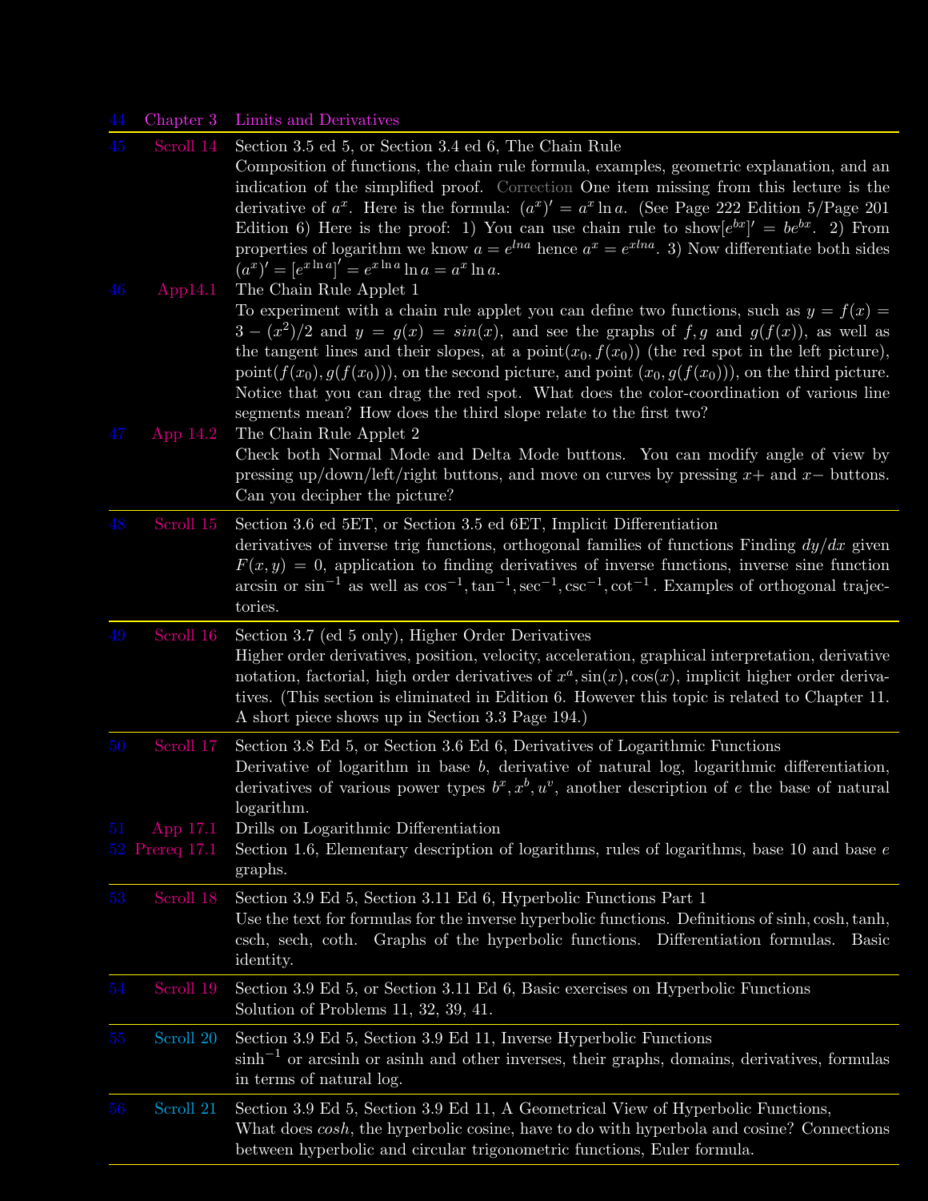| | | |
|---|---|---|
| 44 | Chapter 3 | Limits and Derivatives |
| 45 | Scroll 14 | Section 3.5 ed 5, or Section 3.4 ed 6, The Chain Rule<br>Composition of functions, the chain rule formula, examples, geometric explanation, and an indication of the simplified proof. Correction One item missing from this lecture is the derivative of $a^x$. Here is the formula: $(a^x)' = a^x \ln a$. (See Page 222 Edition 5/Page 201 Edition 6) Here is the proof: 1) You can use chain rule to show$[e^{bx}]' = be^{bx}$. 2) From properties of logarithm we know $a = e^{lna}$ hence $a^x = e^{xlna}$. 3) Now differentiate both sides $(a^x)' = [e^{x \ln a}]' = e^{x \ln a} \ln a = a^x \ln a$. |
| 46 | App14.1 | The Chain Rule Applet 1<br>To experiment with a chain rule applet you can define two functions, such as $y = f(x) = 3 - (x^2)/2$ and $y = g(x) = sin(x)$, and see the graphs of $f, g$ and $g(f(x))$, as well as the tangent lines and their slopes, at a point$(x_0, f(x_0))$ (the red spot in the left picture), point$(f(x_0), g(f(x_0)))$, on the second picture, and point $(x_0, g(f(x_0)))$, on the third picture. Notice that you can drag the red spot. What does the color-coordination of various line segments mean? How does the third slope relate to the first two? |
| 47 | App 14.2 | The Chain Rule Applet 2<br>Check both Normal Mode and Delta Mode buttons. You can modify angle of view by pressing up/down/left/right buttons, and move on curves by pressing $x+$ and $x-$ buttons. Can you decipher the picture? |
| 48 | Scroll 15 | Section 3.6 ed 5ET, or Section 3.5 ed 6ET, Implicit Differentiation<br>derivatives of inverse trig functions, orthogonal families of functions Finding $dy/dx$ given $F(x, y) = 0$, application to finding derivatives of inverse functions, inverse sine function arcsin or $\sin^{-1}$ as well as $\cos^{-1}, \tan^{-1}, \sec^{-1}, \csc^{-1}, \cot^{-1}$. Examples of orthogonal trajectories. |
| 49 | Scroll 16 | Section 3.7 (ed 5 only), Higher Order Derivatives<br>Higher order derivatives, position, velocity, acceleration, graphical interpretation, derivative notation, factorial, high order derivatives of $x^a, \sin(x), \cos(x)$, implicit higher order derivatives. (This section is eliminated in Edition 6. However this topic is related to Chapter 11. A short piece shows up in Section 3.3 Page 194.) |
| 50 | Scroll 17 | Section 3.8 Ed 5, or Section 3.6 Ed 6, Derivatives of Logarithmic Functions<br>Derivative of logarithm in base $b$, derivative of natural log, logarithmic differentiation, derivatives of various power types $b^x, x^b, u^v$, another description of $e$ the base of natural logarithm. |
| 51 | App 17.1 | Drills on Logarithmic Differentiation |
| 52 | Prereq 17.1 | Section 1.6, Elementary description of logarithms, rules of logarithms, base 10 and base $e$ graphs. |
| 53 | Scroll 18 | Section 3.9 Ed 5, Section 3.11 Ed 6, Hyperbolic Functions Part 1<br>Use the text for formulas for the inverse hyperbolic functions. Definitions of sinh, cosh, tanh, csch, sech, coth. Graphs of the hyperbolic functions. Differentiation formulas. Basic identity. |
| 54 | Scroll 19 | Section 3.9 Ed 5, or Section 3.11 Ed 6, Basic exercises on Hyperbolic Functions<br>Solution of Problems 11, 32, 39, 41. |
| 55 | Scroll 20 | Section 3.9 Ed 5, Section 3.9 Ed 11, Inverse Hyperbolic Functions<br>$\sinh^{-1}$ or arcsinh or asinh and other inverses, their graphs, domains, derivatives, formulas in terms of natural log. |
| 56 | Scroll 21 | Section 3.9 Ed 5, Section 3.9 Ed 11, A Geometrical View of Hyperbolic Functions,<br>What does *cosh*, the hyperbolic cosine, have to do with hyperbola and cosine? Connections between hyperbolic and circular trigonometric functions, Euler formula. |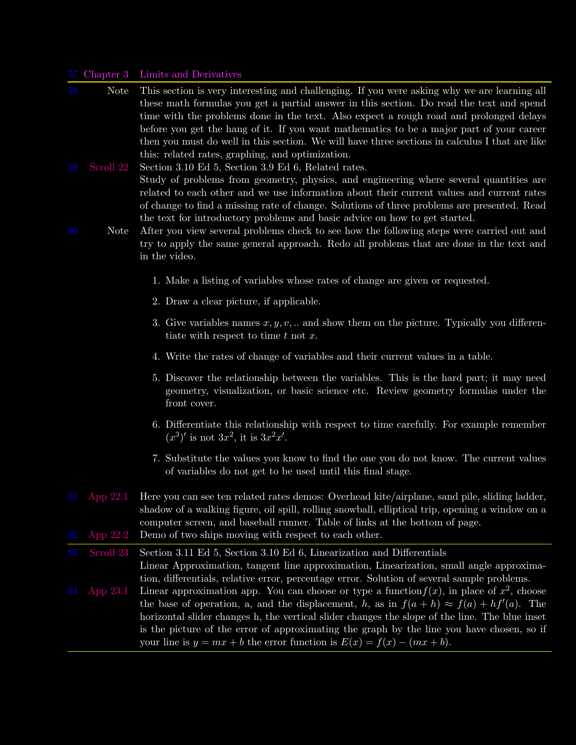| | | |
|---|---|---|
| 57 | Chapter 3 | Limits and Derivatives |
| 58 | Note | This section is very interesting and challenging. If you were asking why we are learning all these math formulas you get a partial answer in this section. Do read the text and spend time with the problems done in the text. Also expect a rough road and prolonged delays before you get the hang of it. If you want mathematics to be a major part of your career then you must do well in this section. We will have three sections in calculus I that are like this: related rates, graphing, and optimization. |
| 59 | Scroll 22 | Section 3.10 Ed 5, Section 3.9 Ed 6, Related rates. Study of problems from geometry, physics, and engineering where several quantities are related to each other and we use information about their current values and current rates of change to find a missing rate of change. Solutions of three problems are presented. Read the text for introductory problems and basic advice on how to get started. |
| 60 | Note | After you view several problems check to see how the following steps were carried out and try to apply the same general approach. Redo all problems that are done in the text and in the video. |

1. Make a listing of variables whose rates of change are given or requested.
2. Draw a clear picture, if applicable.
3. Give variables names $x, y, v, ..$ and show them on the picture. Typically you differentiate with respect to time $t$ not $x$.
4. Write the rates of change of variables and their current values in a table.
5. Discover the relationship between the variables. This is the hard part; it may need geometry, visualization, or basic science etc. Review geometry formulas under the front cover.
6. Differentiate this relationship with respect to time carefully. For example remember $(x^3)'$ is not $3x^2$, it is $3x^2x'$.
7. Substitute the values you know to find the one you do not know. The current values of variables do not get to be used until this final stage.

| | | |
|---|---|---|
| 61 | App 22.1 | Here you can see ten related rates demos: Overhead kite/airplane, sand pile, sliding ladder, shadow of a walking figure, oil spill, rolling snowball, elliptical trip, opening a window on a computer screen, and baseball runner. Table of links at the bottom of page. |
| 62 | App 22.2 | Demo of two ships moving with respect to each other. |
| 63 | Scroll 23 | Section 3.11 Ed 5, Section 3.10 Ed 6, Linearization and Differentials. Linear Approximation, tangent line approximation, Linearization, small angle approximation, differentials, relative error, percentage error. Solution of several sample problems. |
| 64 | App 23.1 | Linear approximation app. You can choose or type a function $f(x)$, in place of $x^2$, choose the base of operation, a, and the displacement, $h$, as in $f(a+h) \approx f(a) + hf'(a)$. The horizontal slider changes h, the vertical slider changes the slope of the line. The blue inset is the picture of the error of approximating the graph by the line you have chosen, so if your line is $y = mx + b$ the error function is $E(x) = f(x) - (mx + b)$. |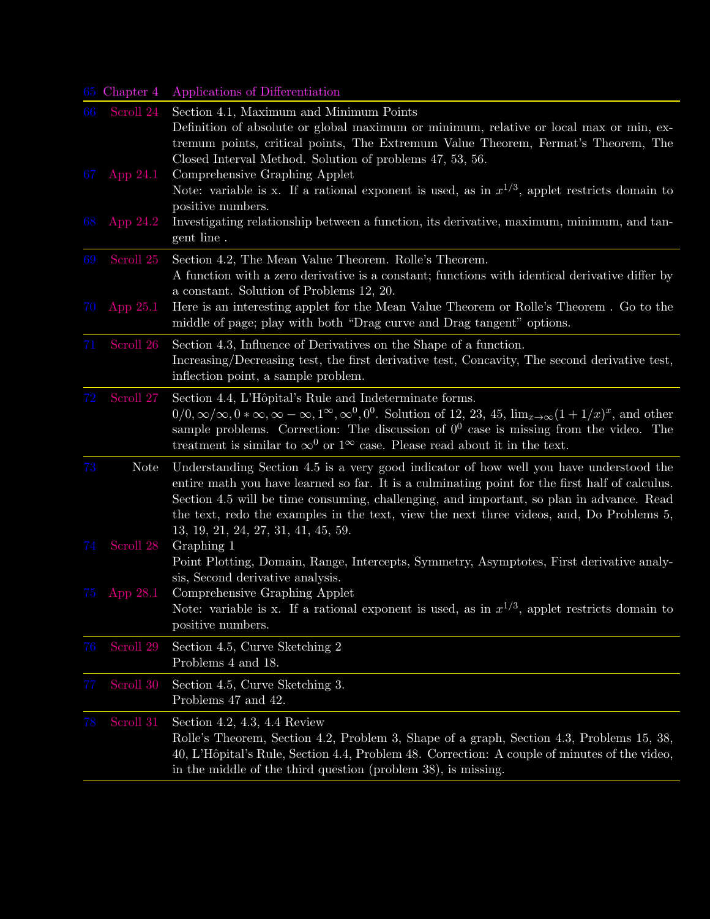| | | |
|---|---|---|
| 65 | Chapter 4 | Applications of Differentiation |
| 66 | Scroll 24 | Section 4.1, Maximum and Minimum Points<br>Definition of absolute or global maximum or minimum, relative or local max or min, extremum points, critical points, The Extremum Value Theorem, Fermat's Theorem, The Closed Interval Method. Solution of problems 47, 53, 56. |
| 67 | App 24.1 | Comprehensive Graphing Applet<br>Note: variable is x. If a rational exponent is used, as in $x^{1/3}$, applet restricts domain to positive numbers. |
| 68 | App 24.2 | Investigating relationship between a function, its derivative, maximum, minimum, and tangent line . |
| 69 | Scroll 25 | Section 4.2, The Mean Value Theorem. Rolle's Theorem.<br>A function with a zero derivative is a constant; functions with identical derivative differ by a constant. Solution of Problems 12, 20. |
| 70 | App 25.1 | Here is an interesting applet for the Mean Value Theorem or Rolle's Theorem . Go to the middle of page; play with both "Drag curve and Drag tangent" options. |
| 71 | Scroll 26 | Section 4.3, Influence of Derivatives on the Shape of a function.<br>Increasing/Decreasing test, the first derivative test, Concavity, The second derivative test, inflection point, a sample problem. |
| 72 | Scroll 27 | Section 4.4, L'Hôpital's Rule and Indeterminate forms.<br>$0/0, \infty/\infty, 0 * \infty, \infty - \infty, 1^\infty, \infty^0, 0^0$. Solution of 12, 23, 45, $\lim_{x\to\infty}(1 + 1/x)^x$, and other sample problems. Correction: The discussion of $0^0$ case is missing from the video. The treatment is similar to $\infty^0$ or $1^\infty$ case. Please read about it in the text. |
| 73 | Note | Understanding Section 4.5 is a very good indicator of how well you have understood the entire math you have learned so far. It is a culminating point for the first half of calculus. Section 4.5 will be time consuming, challenging, and important, so plan in advance. Read the text, redo the examples in the text, view the next three videos, and, Do Problems 5, 13, 19, 21, 24, 27, 31, 41, 45, 59. |
| 74 | Scroll 28 | Graphing 1<br>Point Plotting, Domain, Range, Intercepts, Symmetry, Asymptotes, First derivative analysis, Second derivative analysis. |
| 75 | App 28.1 | Comprehensive Graphing Applet<br>Note: variable is x. If a rational exponent is used, as in $x^{1/3}$, applet restricts domain to positive numbers. |
| 76 | Scroll 29 | Section 4.5, Curve Sketching 2<br>Problems 4 and 18. |
| 77 | Scroll 30 | Section 4.5, Curve Sketching 3.<br>Problems 47 and 42. |
| 78 | Scroll 31 | Section 4.2, 4.3, 4.4 Review<br>Rolle's Theorem, Section 4.2, Problem 3, Shape of a graph, Section 4.3, Problems 15, 38, 40, L'Hôpital's Rule, Section 4.4, Problem 48. Correction: A couple of minutes of the video, in the middle of the third question (problem 38), is missing. |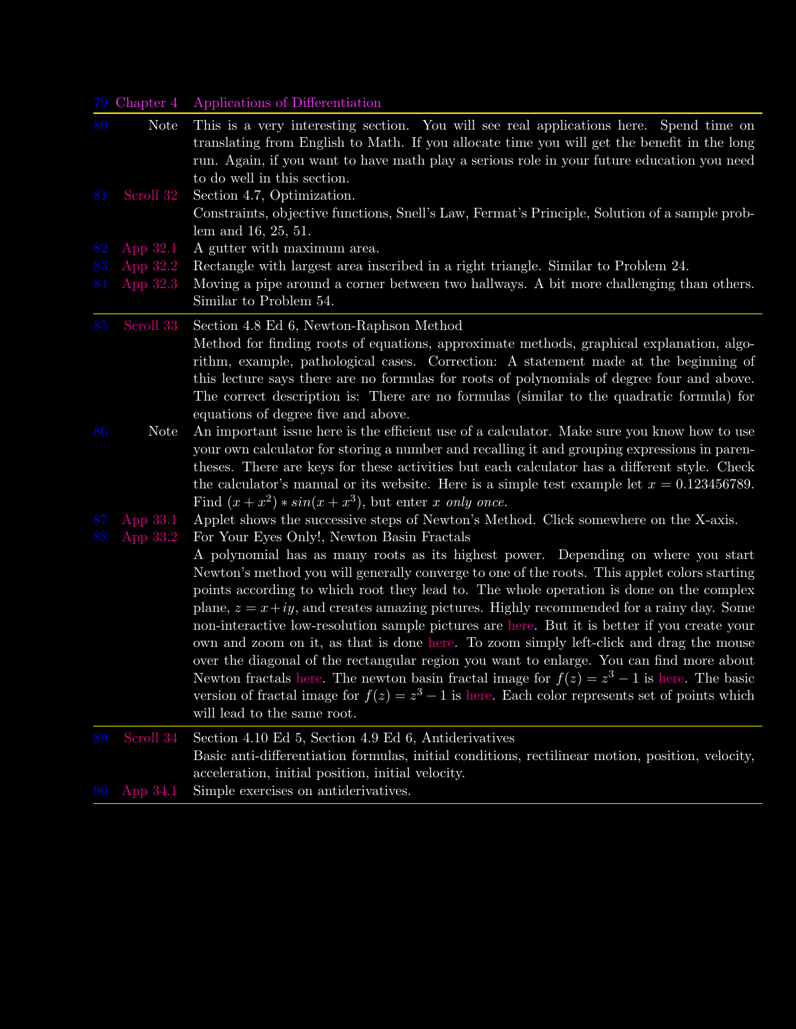| 79 | Chapter 4 | Applications of Differentiation |
|---|---|---|
| 80 | Note | This is a very interesting section. You will see real applications here. Spend time on translating from English to Math. If you allocate time you will get the benefit in the long run. Again, if you want to have math play a serious role in your future education you need to do well in this section. |
| 81 | Scroll 32 | Section 4.7, Optimization. Constraints, objective functions, Snell's Law, Fermat's Principle, Solution of a sample problem and 16, 25, 51. |
| 82 | App 32.1 | A gutter with maximum area. |
| 83 | App 32.2 | Rectangle with largest area inscribed in a right triangle. Similar to Problem 24. |
| 84 | App 32.3 | Moving a pipe around a corner between two hallways. A bit more challenging than others. Similar to Problem 54. |
| 85 | Scroll 33 | Section 4.8 Ed 6, Newton-Raphson Method. Method for finding roots of equations, approximate methods, graphical explanation, algorithm, example, pathological cases. Correction: A statement made at the beginning of this lecture says there are no formulas for roots of polynomials of degree four and above. The correct description is: There are no formulas (similar to the quadratic formula) for equations of degree five and above. |
| 86 | Note | An important issue here is the efficient use of a calculator. Make sure you know how to use your own calculator for storing a number and recalling it and grouping expressions in parentheses. There are keys for these activities but each calculator has a different style. Check the calculator's manual or its website. Here is a simple test example let $x = 0.123456789$. Find $(x + x^2) * sin(x + x^3)$, but enter $x$ *only once*. |
| 87 | App 33.1 | Applet shows the successive steps of Newton's Method. Click somewhere on the X-axis. |
| 88 | App 33.2 | For Your Eyes Only!, Newton Basin Fractals. A polynomial has as many roots as its highest power. Depending on where you start Newton's method you will generally converge to one of the roots. This applet colors starting points according to which root they lead to. The whole operation is done on the complex plane, $z = x+iy$, and creates amazing pictures. Highly recommended for a rainy day. Some non-interactive low-resolution sample pictures are here. But it is better if you create your own and zoom on it, as that is done here. To zoom simply left-click and drag the mouse over the diagonal of the rectangular region you want to enlarge. You can find more about Newton fractals here. The newton basin fractal image for $f(z) = z^3 - 1$ is here. The basic version of fractal image for $f(z) = z^3 - 1$ is here. Each color represents set of points which will lead to the same root. |
| 89 | Scroll 34 | Section 4.10 Ed 5, Section 4.9 Ed 6, Antiderivatives. Basic anti-differentiation formulas, initial conditions, rectilinear motion, position, velocity, acceleration, initial position, initial velocity. |
| 90 | App 34.1 | Simple exercises on antiderivatives. |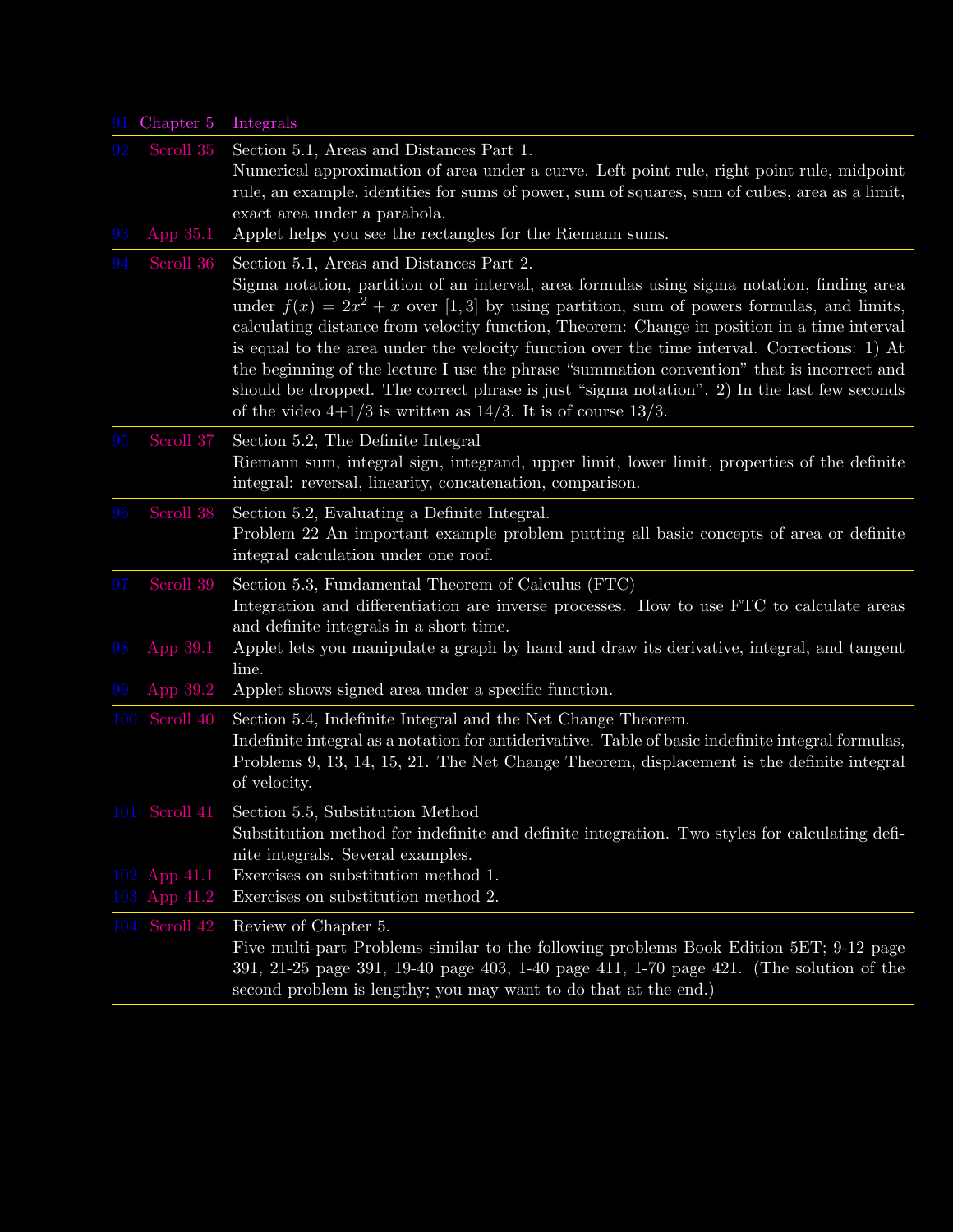| | | |
|---|---|---|
| 91 | Chapter 5 | Integrals |
| 92 | Scroll 35 | Section 5.1, Areas and Distances Part 1.<br>Numerical approximation of area under a curve. Left point rule, right point rule, midpoint rule, an example, identities for sums of power, sum of squares, sum of cubes, area as a limit, exact area under a parabola. |
| 93 | App 35.1 | Applet helps you see the rectangles for the Riemann sums. |
| 94 | Scroll 36 | Section 5.1, Areas and Distances Part 2.<br>Sigma notation, partition of an interval, area formulas using sigma notation, finding area under $f(x) = 2x^2 + x$ over $[1, 3]$ by using partition, sum of powers formulas, and limits, calculating distance from velocity function, Theorem: Change in position in a time interval is equal to the area under the velocity function over the time interval. Corrections: 1) At the beginning of the lecture I use the phrase "summation convention" that is incorrect and should be dropped. The correct phrase is just "sigma notation". 2) In the last few seconds of the video 4+1/3 is written as 14/3. It is of course 13/3. |
| 95 | Scroll 37 | Section 5.2, The Definite Integral<br>Riemann sum, integral sign, integrand, upper limit, lower limit, properties of the definite integral: reversal, linearity, concatenation, comparison. |
| 96 | Scroll 38 | Section 5.2, Evaluating a Definite Integral.<br>Problem 22 An important example problem putting all basic concepts of area or definite integral calculation under one roof. |
| 97 | Scroll 39 | Section 5.3, Fundamental Theorem of Calculus (FTC)<br>Integration and differentiation are inverse processes. How to use FTC to calculate areas and definite integrals in a short time. |
| 98 | App 39.1 | Applet lets you manipulate a graph by hand and draw its derivative, integral, and tangent line. |
| 99 | App 39.2 | Applet shows signed area under a specific function. |
| 100 | Scroll 40 | Section 5.4, Indefinite Integral and the Net Change Theorem.<br>Indefinite integral as a notation for antiderivative. Table of basic indefinite integral formulas, Problems 9, 13, 14, 15, 21. The Net Change Theorem, displacement is the definite integral of velocity. |
| 101 | Scroll 41 | Section 5.5, Substitution Method<br>Substitution method for indefinite and definite integration. Two styles for calculating definite integrals. Several examples. |
| 102 | App 41.1 | Exercises on substitution method 1. |
| 103 | App 41.2 | Exercises on substitution method 2. |
| 104 | Scroll 42 | Review of Chapter 5.<br>Five multi-part Problems similar to the following problems Book Edition 5ET; 9-12 page 391, 21-25 page 391, 19-40 page 403, 1-40 page 411, 1-70 page 421. (The solution of the second problem is lengthy; you may want to do that at the end.) |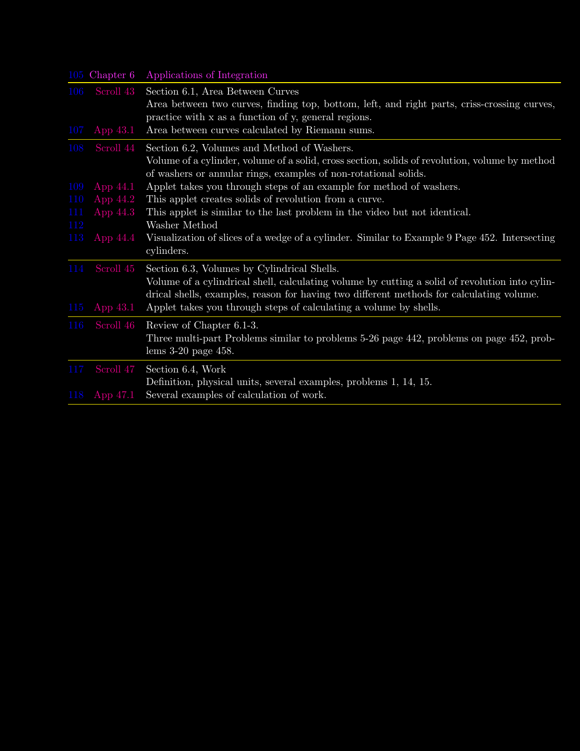| | | |
|---|---|---|
| 105 | Chapter 6 | Applications of Integration |
| 106 | Scroll 43 | Section 6.1, Area Between Curves<br>Area between two curves, finding top, bottom, left, and right parts, criss-crossing curves, practice with x as a function of y, general regions. |
| 107 | App 43.1 | Area between curves calculated by Riemann sums. |
| 108 | Scroll 44 | Section 6.2, Volumes and Method of Washers.<br>Volume of a cylinder, volume of a solid, cross section, solids of revolution, volume by method of washers or annular rings, examples of non-rotational solids. |
| 109 | App 44.1 | Applet takes you through steps of an example for method of washers. |
| 110 | App 44.2 | This applet creates solids of revolution from a curve. |
| 111 | App 44.3 | This applet is similar to the last problem in the video but not identical. |
| 112 | | Washer Method |
| 113 | App 44.4 | Visualization of slices of a wedge of a cylinder. Similar to Example 9 Page 452. Intersecting cylinders. |
| 114 | Scroll 45 | Section 6.3, Volumes by Cylindrical Shells.<br>Volume of a cylindrical shell, calculating volume by cutting a solid of revolution into cylindrical shells, examples, reason for having two different methods for calculating volume. |
| 115 | App 43.1 | Applet takes you through steps of calculating a volume by shells. |
| 116 | Scroll 46 | Review of Chapter 6.1-3.<br>Three multi-part Problems similar to problems 5-26 page 442, problems on page 452, problems 3-20 page 458. |
| 117 | Scroll 47 | Section 6.4, Work<br>Definition, physical units, several examples, problems 1, 14, 15. |
| 118 | App 47.1 | Several examples of calculation of work. |